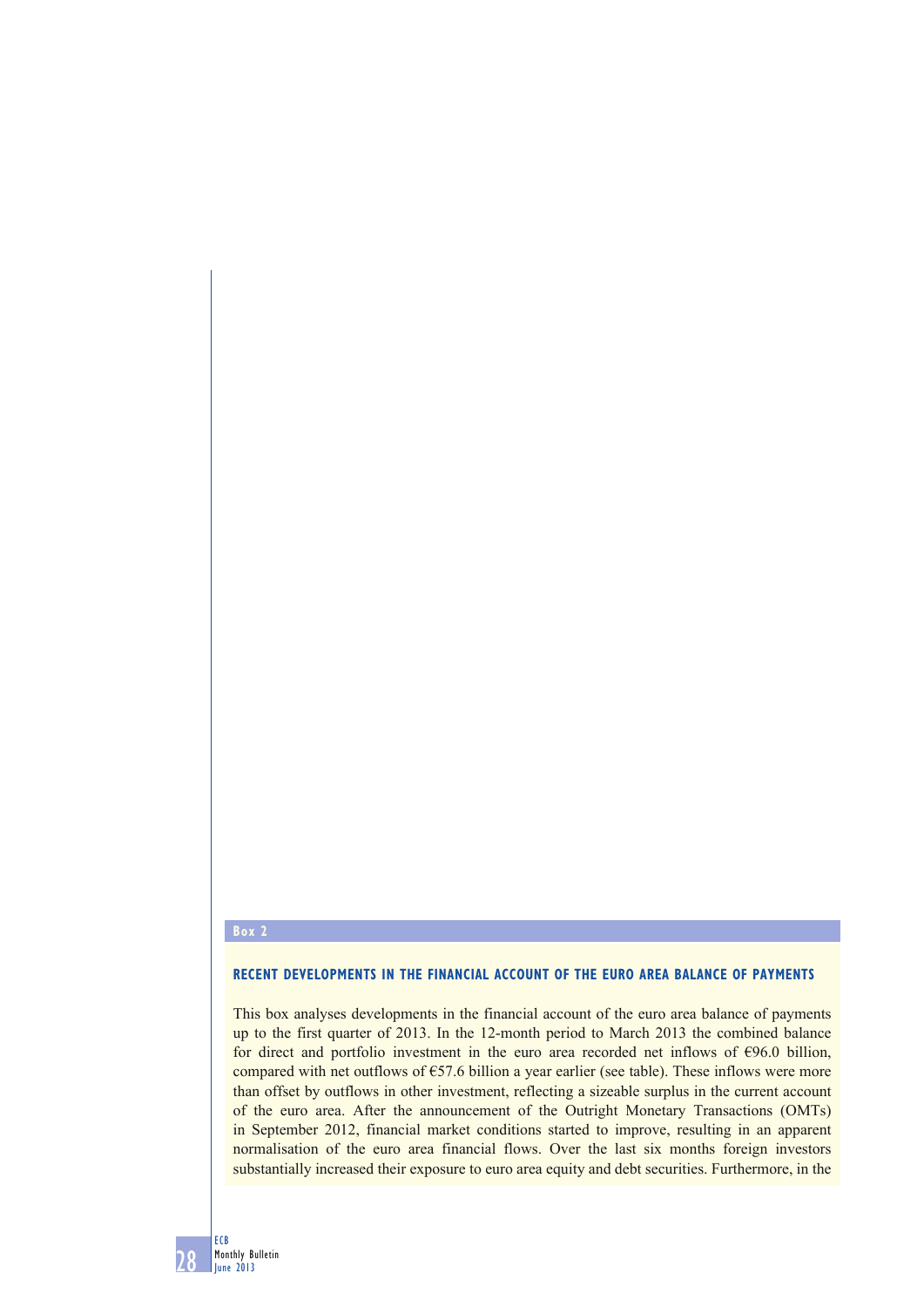**Box 2**

### RECENT DEVELOPMENTS IN THE FINANCIAL ACCOUNT OF THE EURO AREA BALANCE OF PAYMENTS

This box analyses developments in the financial account of the euro area balance of payments up to the first quarter of 2013. In the 12-month period to March 2013 the combined balance for direct and portfolio investment in the euro area recorded net inflows of €96.0 billion, compared with net outflows of €57.6 billion a year earlier (see table). These inflows were more than offset by outflows in other investment, reflecting a sizeable surplus in the current account of the euro area. After the announcement of the Outright Monetary Transactions (OMTs) in September 2012, financial market conditions started to improve, resulting in an apparent normalisation of the euro area financial flows. Over the last six months foreign investors substantially increased their exposure to euro area equity and debt securities. Furthermore, in the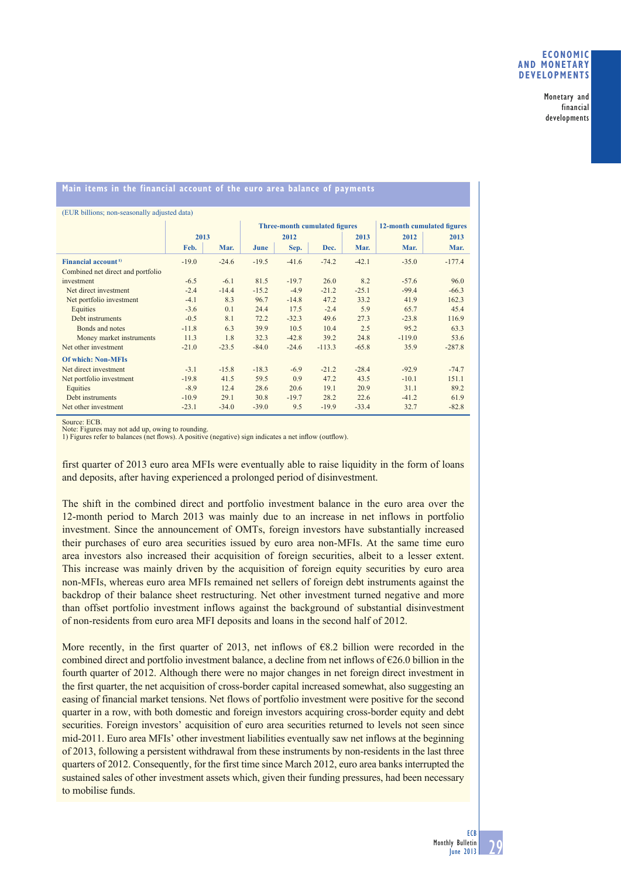**Main items in the financial account of the euro area balance of payments**

(EUR billions; non-seasonally adjusted data)

| | 2013 | | Three-month cumulated figures | | | | 12-month cumulated figures | |
|---|---|---|---|---|---|---|---|---|
| | | | 2012 | | | 2013 | 2012 | 2013 |
| | Feb. | Mar. | June | Sep. | Dec. | Mar. | Mar. | Mar. |
| **Financial account** [1] | -19.0 | -24.6 | -19.5 | -41.6 | -74.2 | -42.1 | -35.0 | -177.4 |
| Combined net direct and portfolio investment | -6.5 | -6.1 | 81.5 | -19.7 | 26.0 | 8.2 | -57.6 | 96.0 |
| Net direct investment | -2.4 | -14.4 | -15.2 | -4.9 | -21.2 | -25.1 | -99.4 | -66.3 |
| Net portfolio investment | -4.1 | 8.3 | 96.7 | -14.8 | 47.2 | 33.2 | 41.9 | 162.3 |
| Equities | -3.6 | 0.1 | 24.4 | 17.5 | -2.4 | 5.9 | 65.7 | 45.4 |
| Debt instruments | -0.5 | 8.1 | 72.2 | -32.3 | 49.6 | 27.3 | -23.8 | 116.9 |
| Bonds and notes | -11.8 | 6.3 | 39.9 | 10.5 | 10.4 | 2.5 | 95.2 | 63.3 |
| Money market instruments | 11.3 | 1.8 | 32.3 | -42.8 | 39.2 | 24.8 | -119.0 | 53.6 |
| Net other investment | -21.0 | -23.5 | -84.0 | -24.6 | -113.3 | -65.8 | 35.9 | -287.8 |
| **Of which: Non-MFIs** | | | | | | | | |
| Net direct investment | -3.1 | -15.8 | -18.3 | -6.9 | -21.2 | -28.4 | -92.9 | -74.7 |
| Net portfolio investment | -19.8 | 41.5 | 59.5 | 0.9 | 47.2 | 43.5 | -10.1 | 151.1 |
| Equities | -8.9 | 12.4 | 28.6 | 20.6 | 19.1 | 20.9 | 31.1 | 89.2 |
| Debt instruments | -10.9 | 29.1 | 30.8 | -19.7 | 28.2 | 22.6 | -41.2 | 61.9 |
| Net other investment | -23.1 | -34.0 | -39.0 | 9.5 | -19.9 | -33.4 | 32.7 | -82.8 |

Source: ECB.
Note: Figures may not add up, owing to rounding.
1) Figures refer to balances (net flows). A positive (negative) sign indicates a net inflow (outflow).

first quarter of 2013 euro area MFIs were eventually able to raise liquidity in the form of loans and deposits, after having experienced a prolonged period of disinvestment.

The shift in the combined direct and portfolio investment balance in the euro area over the 12-month period to March 2013 was mainly due to an increase in net inflows in portfolio investment. Since the announcement of OMTs, foreign investors have substantially increased their purchases of euro area securities issued by euro area non-MFIs. At the same time euro area investors also increased their acquisition of foreign securities, albeit to a lesser extent. This increase was mainly driven by the acquisition of foreign equity securities by euro area non-MFIs, whereas euro area MFIs remained net sellers of foreign debt instruments against the backdrop of their balance sheet restructuring. Net other investment turned negative and more than offset portfolio investment inflows against the background of substantial disinvestment of non-residents from euro area MFI deposits and loans in the second half of 2012.

More recently, in the first quarter of 2013, net inflows of €8.2 billion were recorded in the combined direct and portfolio investment balance, a decline from net inflows of €26.0 billion in the fourth quarter of 2012. Although there were no major changes in net foreign direct investment in the first quarter, the net acquisition of cross-border capital increased somewhat, also suggesting an easing of financial market tensions. Net flows of portfolio investment were positive for the second quarter in a row, with both domestic and foreign investors acquiring cross-border equity and debt securities. Foreign investors' acquisition of euro area securities returned to levels not seen since mid-2011. Euro area MFIs' other investment liabilities eventually saw net inflows at the beginning of 2013, following a persistent withdrawal from these instruments by non-residents in the last three quarters of 2012. Consequently, for the first time since March 2012, euro area banks interrupted the sustained sales of other investment assets which, given their funding pressures, had been necessary to mobilise funds.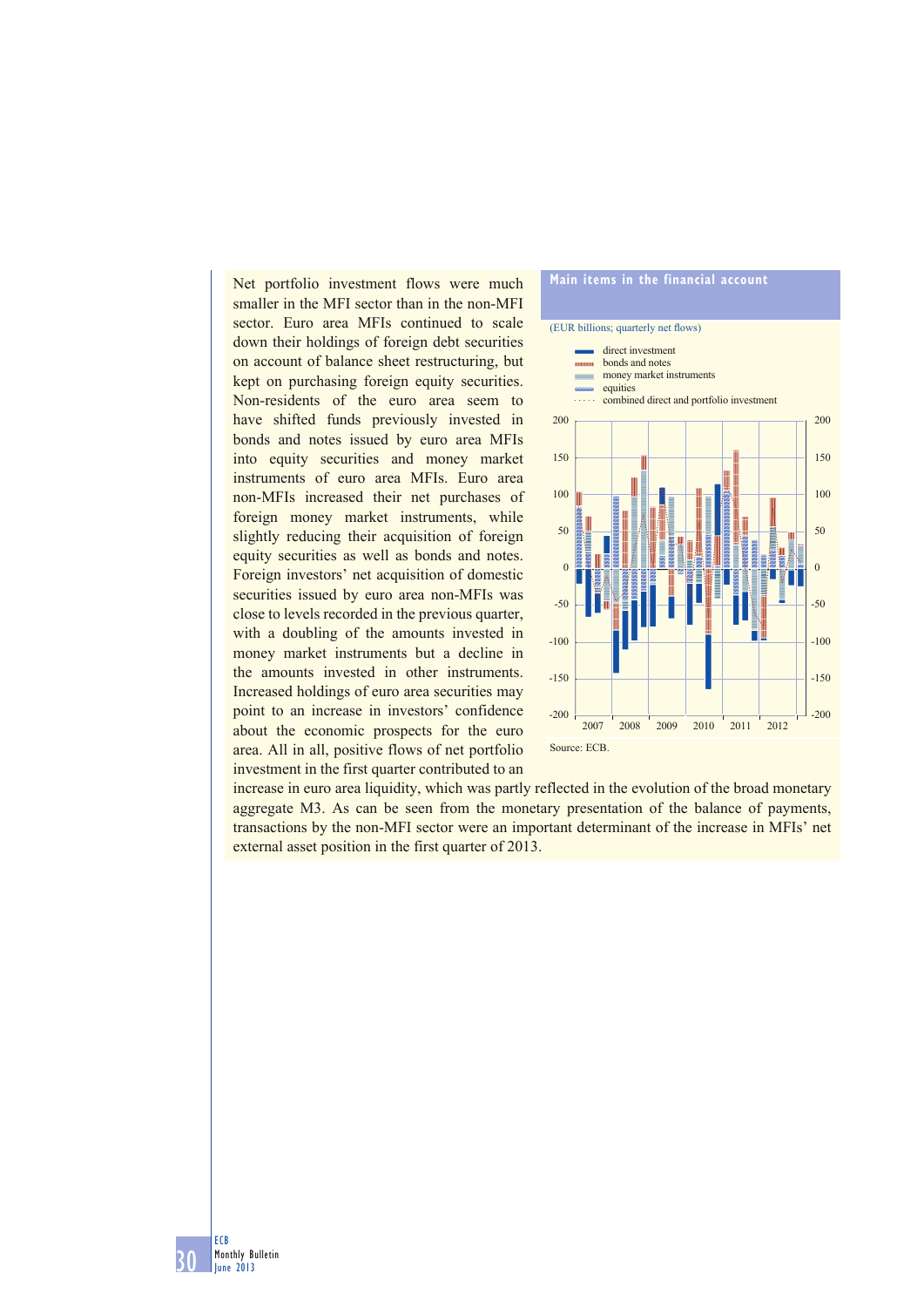Net portfolio investment flows were much smaller in the MFI sector than in the non-MFI sector. Euro area MFIs continued to scale down their holdings of foreign debt securities on account of balance sheet restructuring, but kept on purchasing foreign equity securities. Non-residents of the euro area seem to have shifted funds previously invested in bonds and notes issued by euro area MFIs into equity securities and money market instruments of euro area MFIs. Euro area non-MFIs increased their net purchases of foreign money market instruments, while slightly reducing their acquisition of foreign equity securities as well as bonds and notes. Foreign investors' net acquisition of domestic securities issued by euro area non-MFIs was close to levels recorded in the previous quarter, with a doubling of the amounts invested in money market instruments but a decline in the amounts invested in other instruments. Increased holdings of euro area securities may point to an increase in investors' confidence about the economic prospects for the euro area. All in all, positive flows of net portfolio investment in the first quarter contributed to an increase in euro area liquidity, which was partly reflected in the evolution of the broad monetary aggregate M3. As can be seen from the monetary presentation of the balance of payments, transactions by the non-MFI sector were an important determinant of the increase in MFIs' net external asset position in the first quarter of 2013.

**Main items in the financial account**

(EUR billions; quarterly net flows)

direct investment
bonds and notes
money market instruments
equities
combined direct and portfolio investment

200
150
100
50
0
-50
-100
-150
-200

2007 2008 2009 2010 2011 2012

Source: ECB.